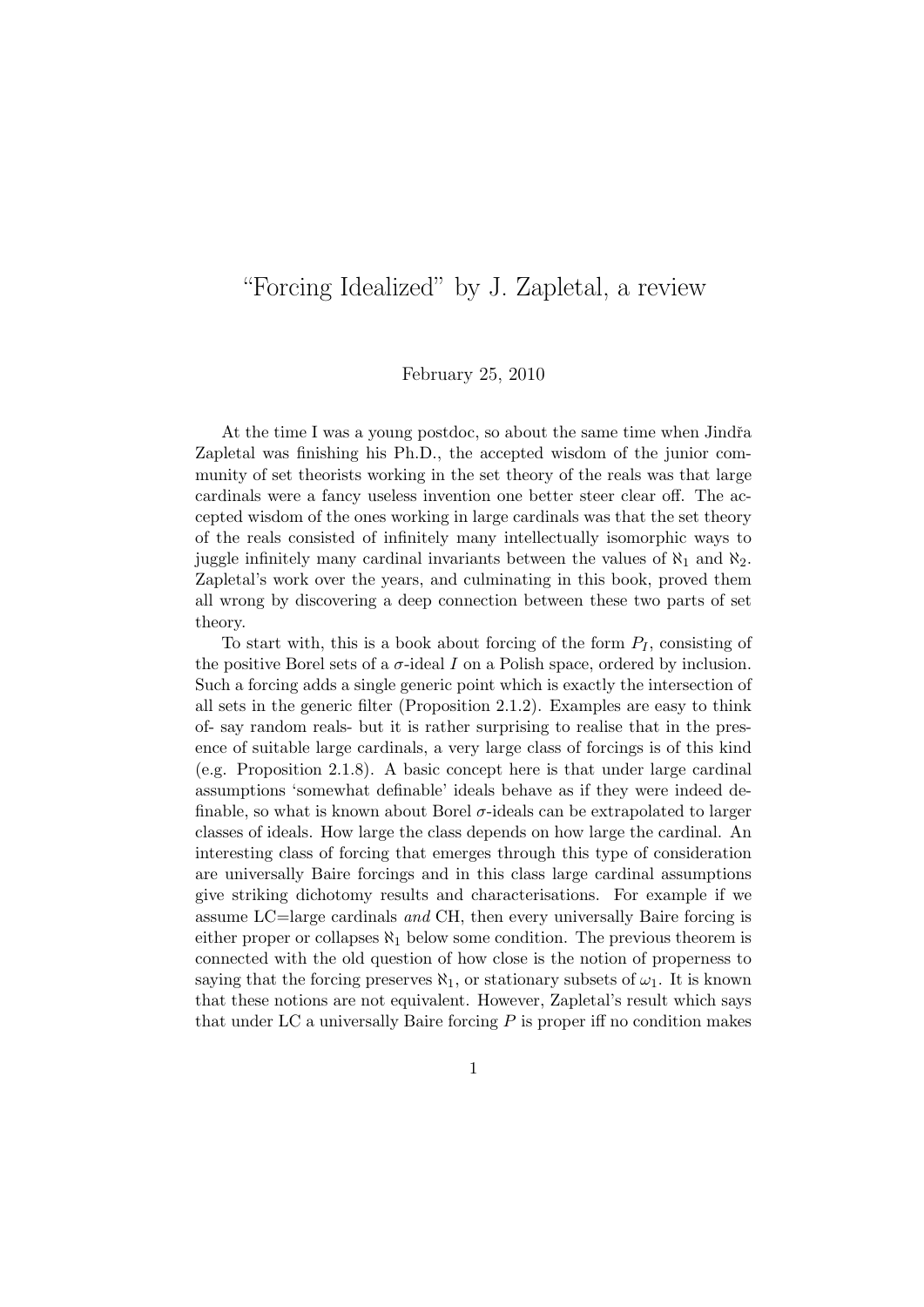# "Forcing Idealized" by J. Zapletal, a review

February 25, 2010

At the time I was a young postdoc, so about the same time when Jindřa Zapletal was finishing his Ph.D., the accepted wisdom of the junior community of set theorists working in the set theory of the reals was that large cardinals were a fancy useless invention one better steer clear off. The accepted wisdom of the ones working in large cardinals was that the set theory of the reals consisted of infinitely many intellectually isomorphic ways to juggle infinitely many cardinal invariants between the values of $\aleph_1$ and $\aleph_2$. Zapletal's work over the years, and culminating in this book, proved them all wrong by discovering a deep connection between these two parts of set theory.

To start with, this is a book about forcing of the form $P_I$, consisting of the positive Borel sets of a $\sigma$-ideal $I$ on a Polish space, ordered by inclusion. Such a forcing adds a single generic point which is exactly the intersection of all sets in the generic filter (Proposition 2.1.2). Examples are easy to think of- say random reals- but it is rather surprising to realise that in the presence of suitable large cardinals, a very large class of forcings is of this kind (e.g. Proposition 2.1.8). A basic concept here is that under large cardinal assumptions 'somewhat definable' ideals behave as if they were indeed definable, so what is known about Borel $\sigma$-ideals can be extrapolated to larger classes of ideals. How large the class depends on how large the cardinal. An interesting class of forcing that emerges through this type of consideration are universally Baire forcings and in this class large cardinal assumptions give striking dichotomy results and characterisations. For example if we assume LC=large cardinals *and* CH, then every universally Baire forcing is either proper or collapses $\aleph_1$ below some condition. The previous theorem is connected with the old question of how close is the notion of properness to saying that the forcing preserves $\aleph_1$, or stationary subsets of $\omega_1$. It is known that these notions are not equivalent. However, Zapletal's result which says that under LC a universally Baire forcing $P$ is proper iff no condition makes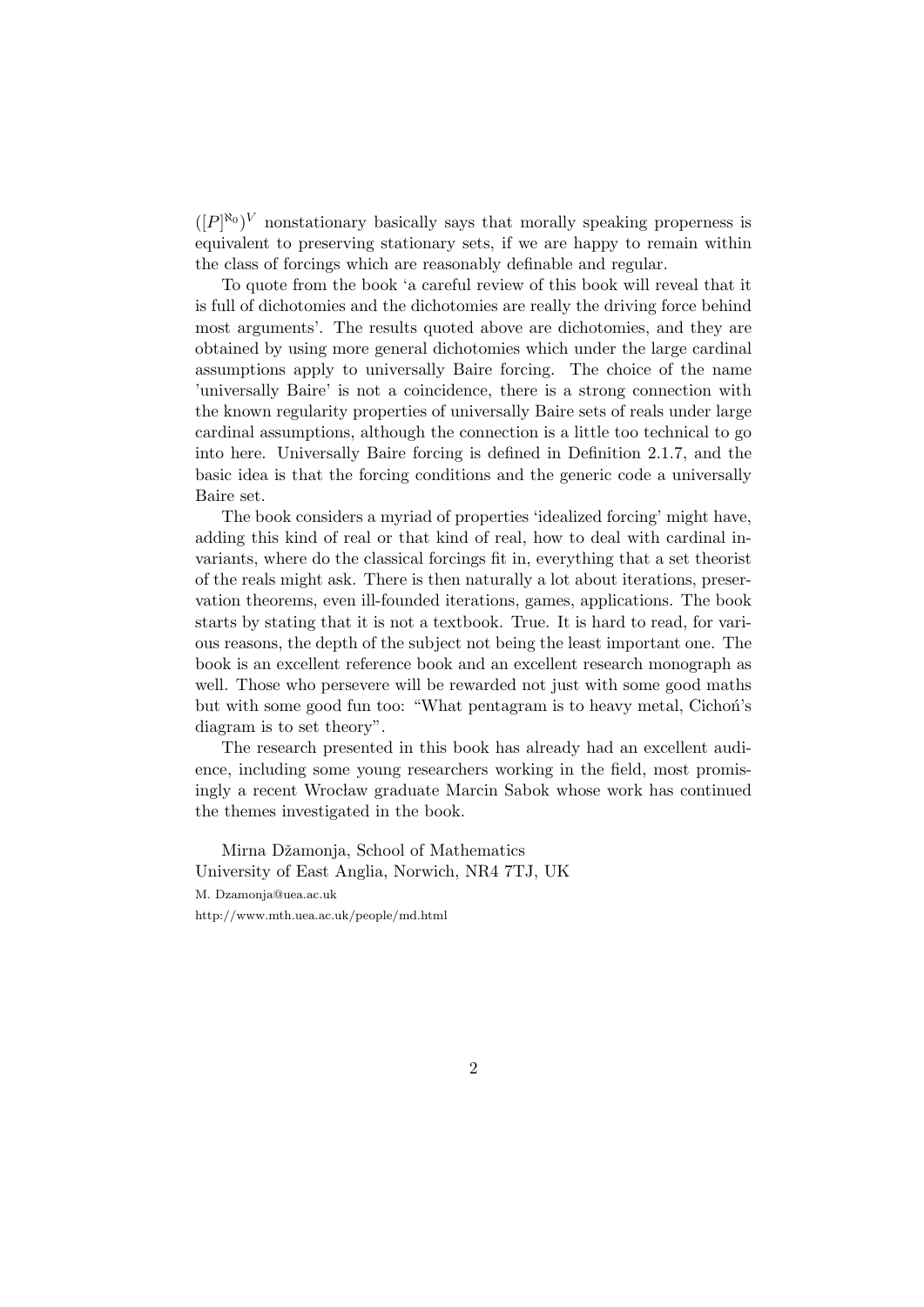$([P]^{\aleph_0})^V$ nonstationary basically says that morally speaking properness is equivalent to preserving stationary sets, if we are happy to remain within the class of forcings which are reasonably definable and regular.

To quote from the book 'a careful review of this book will reveal that it is full of dichotomies and the dichotomies are really the driving force behind most arguments'. The results quoted above are dichotomies, and they are obtained by using more general dichotomies which under the large cardinal assumptions apply to universally Baire forcing. The choice of the name 'universally Baire' is not a coincidence, there is a strong connection with the known regularity properties of universally Baire sets of reals under large cardinal assumptions, although the connection is a little too technical to go into here. Universally Baire forcing is defined in Definition 2.1.7, and the basic idea is that the forcing conditions and the generic code a universally Baire set.

The book considers a myriad of properties 'idealized forcing' might have, adding this kind of real or that kind of real, how to deal with cardinal invariants, where do the classical forcings fit in, everything that a set theorist of the reals might ask. There is then naturally a lot about iterations, preservation theorems, even ill-founded iterations, games, applications. The book starts by stating that it is not a textbook. True. It is hard to read, for various reasons, the depth of the subject not being the least important one. The book is an excellent reference book and an excellent research monograph as well. Those who persevere will be rewarded not just with some good maths but with some good fun too: "What pentagram is to heavy metal, Cichoń's diagram is to set theory".

The research presented in this book has already had an excellent audience, including some young researchers working in the field, most promisingly a recent Wrocław graduate Marcin Sabok whose work has continued the themes investigated in the book.

Mirna Džamonja, School of Mathematics
University of East Anglia, Norwich, NR4 7TJ, UK
M. Dzamonja@uea.ac.uk
http://www.mth.uea.ac.uk/people/md.html